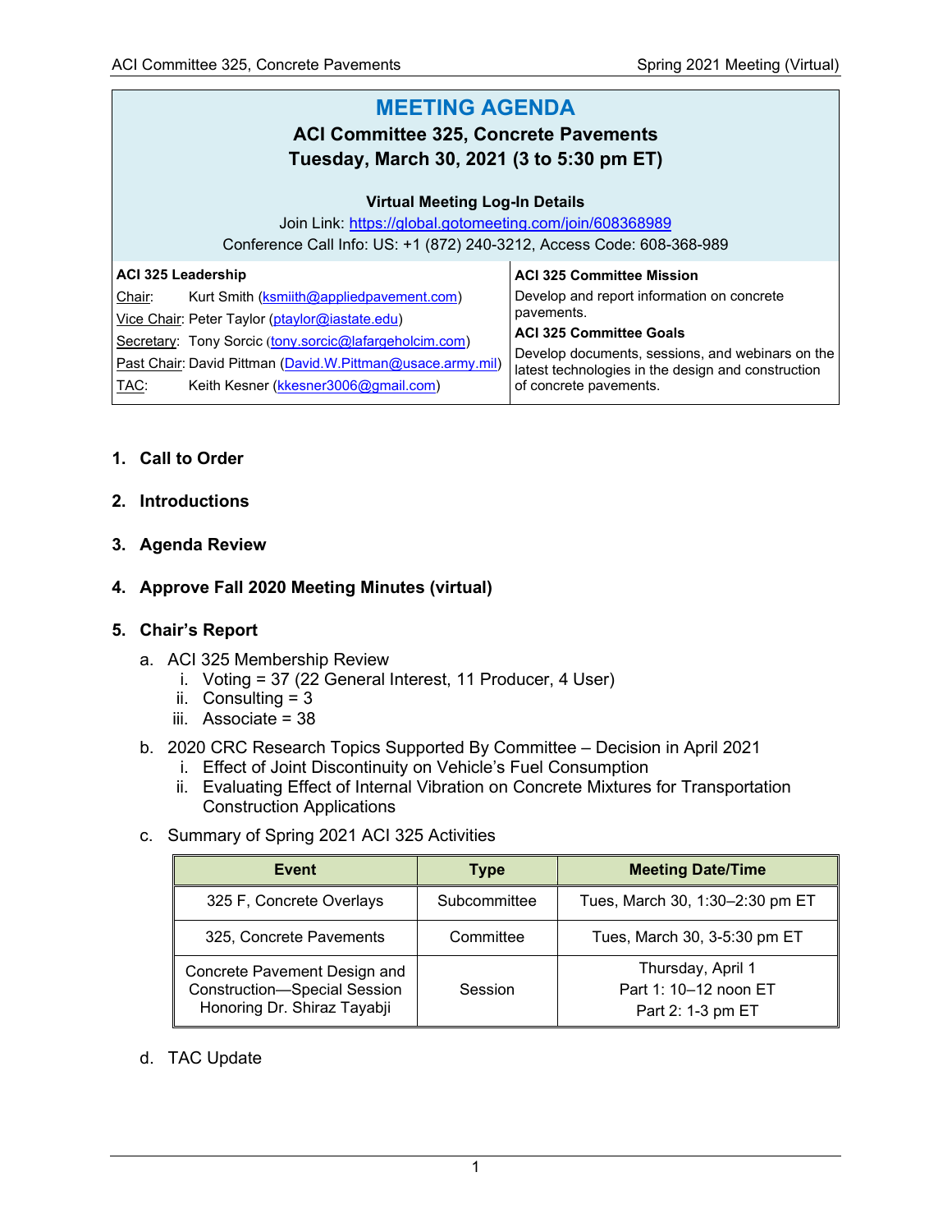# MEETING AGENDA

## ACI Committee 325, Concrete Pavements

## Tuesday, March 30, 2021 (3 to 5:30 pm ET)

**Virtual Meeting Log-In Details**

Join Link: https://global.gotomeeting.com/join/608368989

Conference Call Info: US: +1 (872) 240-3212, Access Code: 608-368-989

| **ACI 325 Leadership** | **ACI 325 Committee Mission** |
|---|---|
| Chair: Kurt Smith (ksmiith@appliedpavement.com) | Develop and report information on concrete pavements. |
| Vice Chair: Peter Taylor (ptaylor@iastate.edu) | **ACI 325 Committee Goals** |
| Secretary: Tony Sorcic (tony.sorcic@lafargeholcim.com) | Develop documents, sessions, and webinars on the latest technologies in the design and construction of concrete pavements. |
| Past Chair: David Pittman (David.W.Pittman@usace.army.mil) | |
| TAC: Keith Kesner (kkesner3006@gmail.com) | |

1. **Call to Order**

2. **Introductions**

3. **Agenda Review**

4. **Approve Fall 2020 Meeting Minutes (virtual)**

5. **Chair's Report**
   a. ACI 325 Membership Review
      i. Voting = 37 (22 General Interest, 11 Producer, 4 User)
      ii. Consulting = 3
      iii. Associate = 38
   b. 2020 CRC Research Topics Supported By Committee – Decision in April 2021
      i. Effect of Joint Discontinuity on Vehicle's Fuel Consumption
      ii. Evaluating Effect of Internal Vibration on Concrete Mixtures for Transportation Construction Applications
   c. Summary of Spring 2021 ACI 325 Activities

| Event | Type | Meeting Date/Time |
|---|---|---|
| 325 F, Concrete Overlays | Subcommittee | Tues, March 30, 1:30–2:30 pm ET |
| 325, Concrete Pavements | Committee | Tues, March 30, 3-5:30 pm ET |
| Concrete Pavement Design and Construction—Special Session Honoring Dr. Shiraz Tayabji | Session | Thursday, April 1<br>Part 1: 10–12 noon ET<br>Part 2: 1-3 pm ET |

   d. TAC Update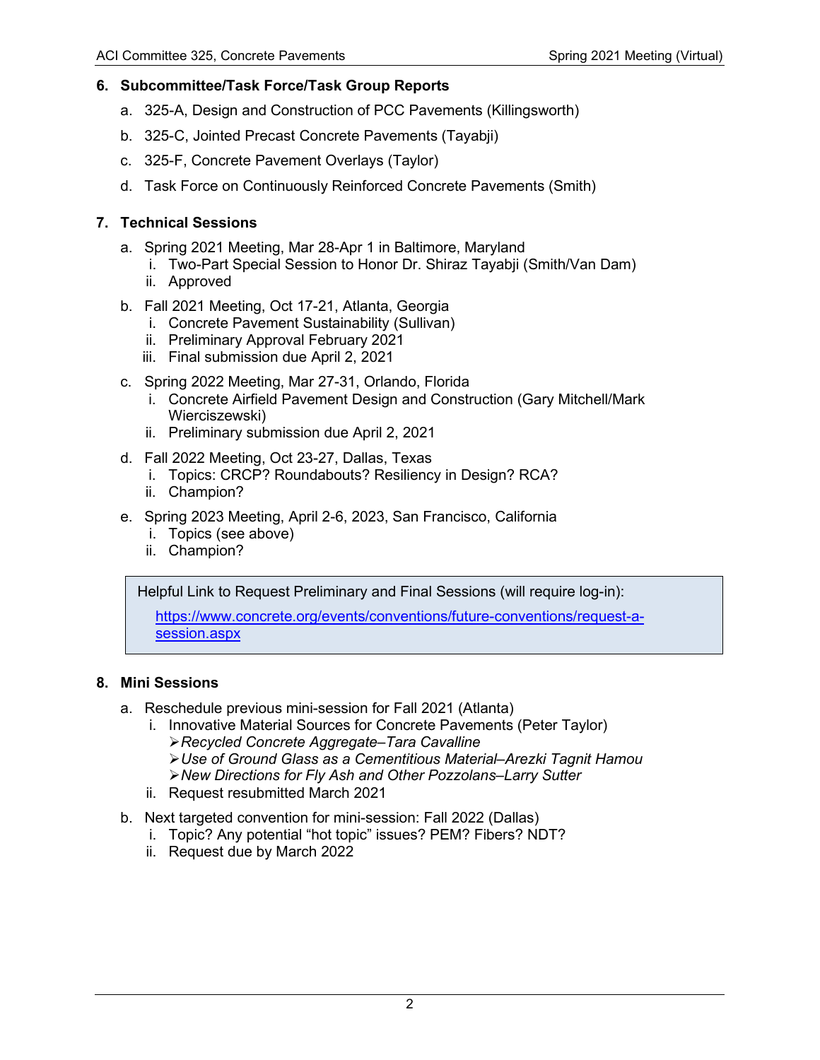## 6. Subcommittee/Task Force/Task Group Reports

a. 325-A, Design and Construction of PCC Pavements (Killingsworth)

b. 325-C, Jointed Precast Concrete Pavements (Tayabji)

c. 325-F, Concrete Pavement Overlays (Taylor)

d. Task Force on Continuously Reinforced Concrete Pavements (Smith)

## 7. Technical Sessions

a. Spring 2021 Meeting, Mar 28-Apr 1 in Baltimore, Maryland
   i. Two-Part Special Session to Honor Dr. Shiraz Tayabji (Smith/Van Dam)
   ii. Approved

b. Fall 2021 Meeting, Oct 17-21, Atlanta, Georgia
   i. Concrete Pavement Sustainability (Sullivan)
   ii. Preliminary Approval February 2021
   iii. Final submission due April 2, 2021

c. Spring 2022 Meeting, Mar 27-31, Orlando, Florida
   i. Concrete Airfield Pavement Design and Construction (Gary Mitchell/Mark Wierciszewski)
   ii. Preliminary submission due April 2, 2021

d. Fall 2022 Meeting, Oct 23-27, Dallas, Texas
   i. Topics: CRCP? Roundabouts? Resiliency in Design? RCA?
   ii. Champion?

e. Spring 2023 Meeting, April 2-6, 2023, San Francisco, California
   i. Topics (see above)
   ii. Champion?

> Helpful Link to Request Preliminary and Final Sessions (will require log-in):
>
> https://www.concrete.org/events/conventions/future-conventions/request-a-session.aspx

## 8. Mini Sessions

a. Reschedule previous mini-session for Fall 2021 (Atlanta)
   i. Innovative Material Sources for Concrete Pavements (Peter Taylor)
      - *Recycled Concrete Aggregate–Tara Cavalline*
      - *Use of Ground Glass as a Cementitious Material–Arezki Tagnit Hamou*
      - *New Directions for Fly Ash and Other Pozzolans–Larry Sutter*
   ii. Request resubmitted March 2021

b. Next targeted convention for mini-session: Fall 2022 (Dallas)
   i. Topic? Any potential "hot topic" issues? PEM? Fibers? NDT?
   ii. Request due by March 2022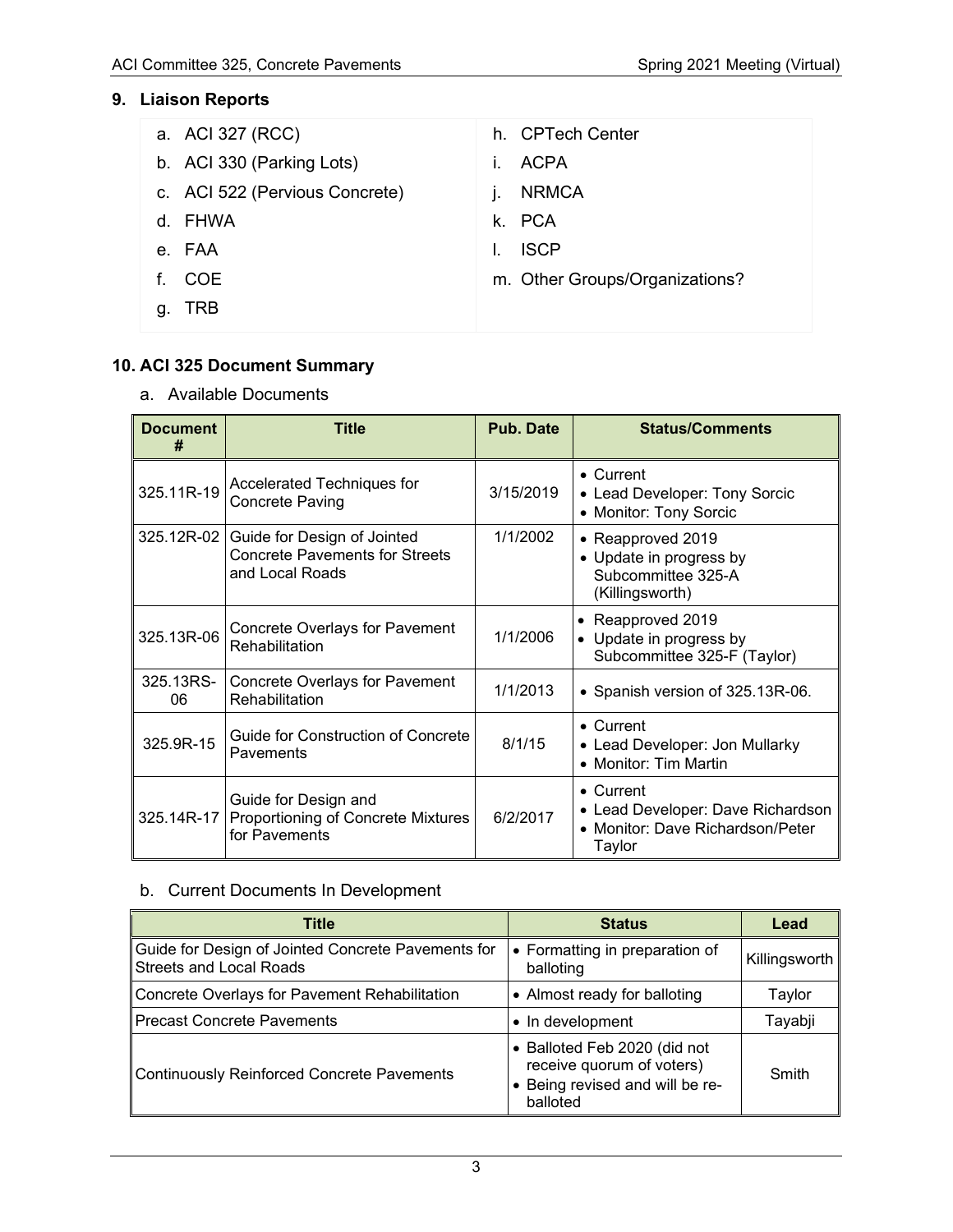## 9. Liaison Reports

a. ACI 327 (RCC)
b. ACI 330 (Parking Lots)
c. ACI 522 (Pervious Concrete)
d. FHWA
e. FAA
f. COE
g. TRB
h. CPTech Center
i. ACPA
j. NRMCA
k. PCA
l. ISCP
m. Other Groups/Organizations?

## 10. ACI 325 Document Summary

a. Available Documents

| Document # | Title | Pub. Date | Status/Comments |
|---|---|---|---|
| 325.11R-19 | Accelerated Techniques for Concrete Paving | 3/15/2019 | • Current<br>• Lead Developer: Tony Sorcic<br>• Monitor: Tony Sorcic |
| 325.12R-02 | Guide for Design of Jointed Concrete Pavements for Streets and Local Roads | 1/1/2002 | • Reapproved 2019<br>• Update in progress by Subcommittee 325-A (Killingsworth) |
| 325.13R-06 | Concrete Overlays for Pavement Rehabilitation | 1/1/2006 | • Reapproved 2019<br>• Update in progress by Subcommittee 325-F (Taylor) |
| 325.13RS-06 | Concrete Overlays for Pavement Rehabilitation | 1/1/2013 | • Spanish version of 325.13R-06. |
| 325.9R-15 | Guide for Construction of Concrete Pavements | 8/1/15 | • Current<br>• Lead Developer: Jon Mullarky<br>• Monitor: Tim Martin |
| 325.14R-17 | Guide for Design and Proportioning of Concrete Mixtures for Pavements | 6/2/2017 | • Current<br>• Lead Developer: Dave Richardson<br>• Monitor: Dave Richardson/Peter Taylor |

b. Current Documents In Development

| Title | Status | Lead |
|---|---|---|
| Guide for Design of Jointed Concrete Pavements for Streets and Local Roads | • Formatting in preparation of balloting | Killingsworth |
| Concrete Overlays for Pavement Rehabilitation | • Almost ready for balloting | Taylor |
| Precast Concrete Pavements | • In development | Tayabji |
| Continuously Reinforced Concrete Pavements | • Balloted Feb 2020 (did not receive quorum of voters)<br>• Being revised and will be re-balloted | Smith |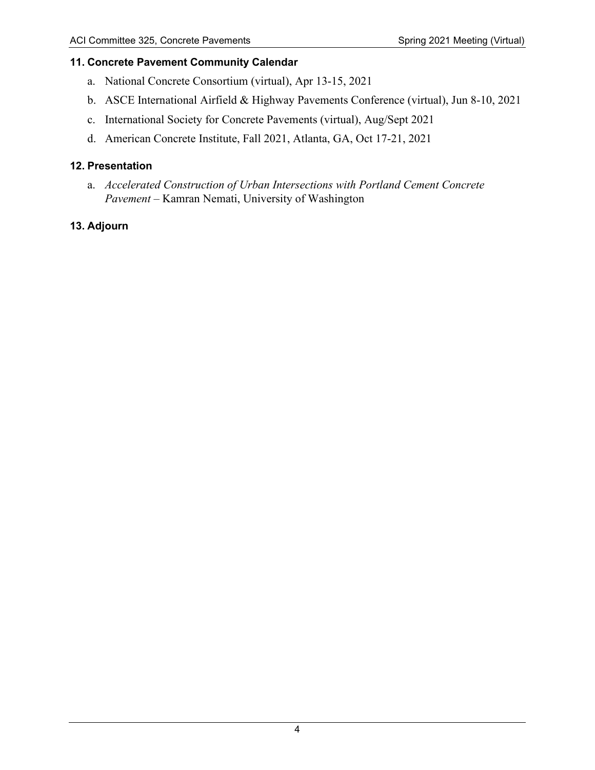## 11. Concrete Pavement Community Calendar

a. National Concrete Consortium (virtual), Apr 13-15, 2021

b. ASCE International Airfield & Highway Pavements Conference (virtual), Jun 8-10, 2021

c. International Society for Concrete Pavements (virtual), Aug/Sept 2021

d. American Concrete Institute, Fall 2021, Atlanta, GA, Oct 17-21, 2021

## 12. Presentation

a. *Accelerated Construction of Urban Intersections with Portland Cement Concrete Pavement* – Kamran Nemati, University of Washington

## 13. Adjourn